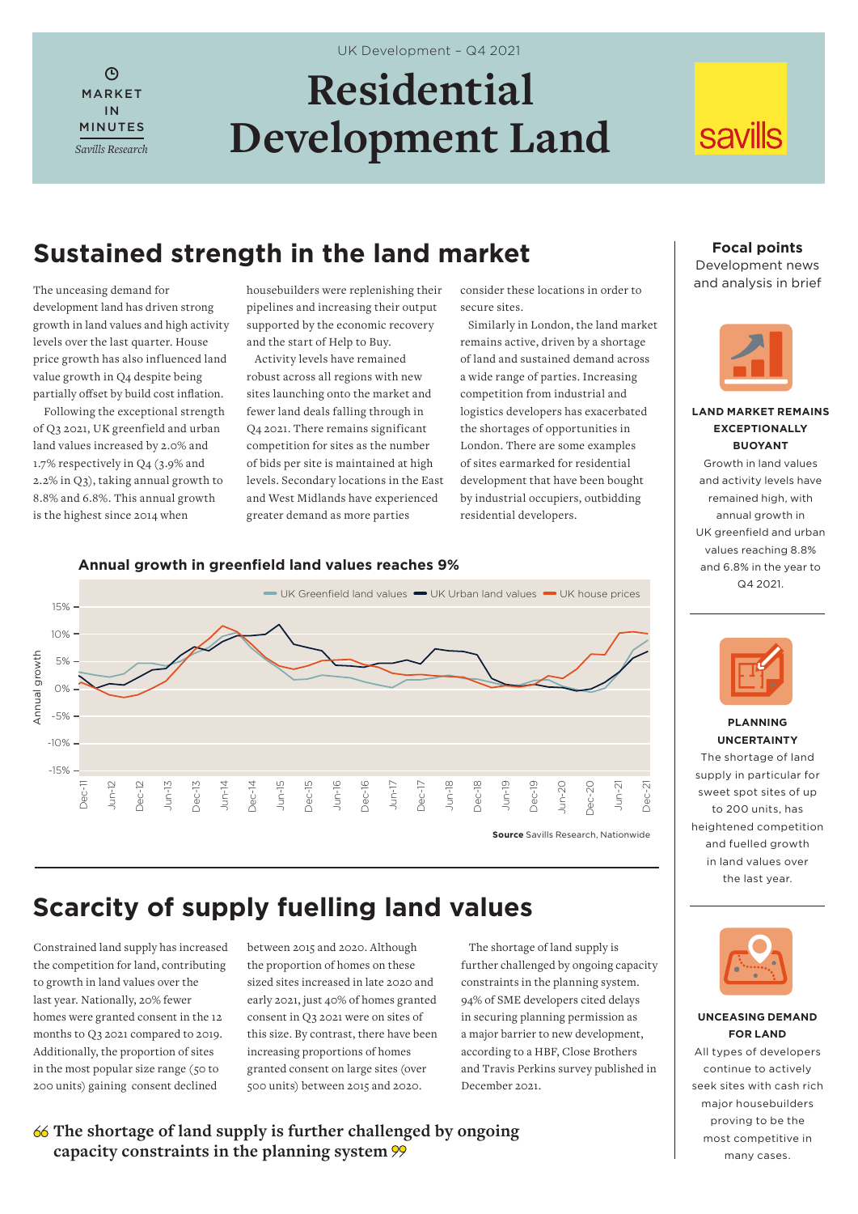UK Development – Q4 2021

MARKET IN MINUTES

*Savills Research*

# Residential Development Land

## Sustained strength in the land market

The unceasing demand for development land has driven strong growth in land values and high activity levels over the last quarter. House price growth has also influenced land value growth in Q4 despite being partially offset by build cost inflation.

Following the exceptional strength of Q3 2021, UK greenfield and urban land values increased by 2.0% and 1.7% respectively in Q4 (3.9% and 2.2% in Q3), taking annual growth to 8.8% and 6.8%. This annual growth is the highest since 2014 when housebuilders were replenishing their pipelines and increasing their output supported by the economic recovery and the start of Help to Buy.

Activity levels have remained robust across all regions with new sites launching onto the market and fewer land deals falling through in Q4 2021. There remains significant competition for sites as the number of bids per site is maintained at high levels. Secondary locations in the East and West Midlands have experienced greater demand as more parties consider these locations in order to secure sites.

Similarly in London, the land market remains active, driven by a shortage of land and sustained demand across a wide range of parties. Increasing competition from industrial and logistics developers has exacerbated the shortages of opportunities in London. There are some examples of sites earmarked for residential development that have been bought by industrial occupiers, outbidding residential developers.

**Annual growth in greenfield land values reaches 9%**

UK Greenfield land values — UK Urban land values — UK house prices

Source Savills Research, Nationwide

## Scarcity of supply fuelling land values

Constrained land supply has increased the competition for land, contributing to growth in land values over the last year. Nationally, 20% fewer homes were granted consent in the 12 months to Q3 2021 compared to 2019. Additionally, the proportion of sites in the most popular size range (50 to 200 units) gaining consent declined between 2015 and 2020. Although the proportion of homes on these sized sites increased in late 2020 and early 2021, just 40% of homes granted consent in Q3 2021 were on sites of this size. By contrast, there have been increasing proportions of homes granted consent on large sites (over 500 units) between 2015 and 2020.

The shortage of land supply is further challenged by ongoing capacity constraints in the planning system. 94% of SME developers cited delays in securing planning permission as a major barrier to new development, according to a HBF, Close Brothers and Travis Perkins survey published in December 2021.

> "The shortage of land supply is further challenged by ongoing capacity constraints in the planning system"

### Focal points

Development news and analysis in brief

**LAND MARKET REMAINS EXCEPTIONALLY BUOYANT**

Growth in land values and activity levels have remained high, with annual growth in UK greenfield and urban values reaching 8.8% and 6.8% in the year to Q4 2021.

**PLANNING UNCERTAINTY**

The shortage of land supply in particular for sweet spot sites of up to 200 units, has heightened competition and fuelled growth in land values over the last year.

**UNCEASING DEMAND FOR LAND**

All types of developers continue to actively seek sites with cash rich major housebuilders proving to be the most competitive in many cases.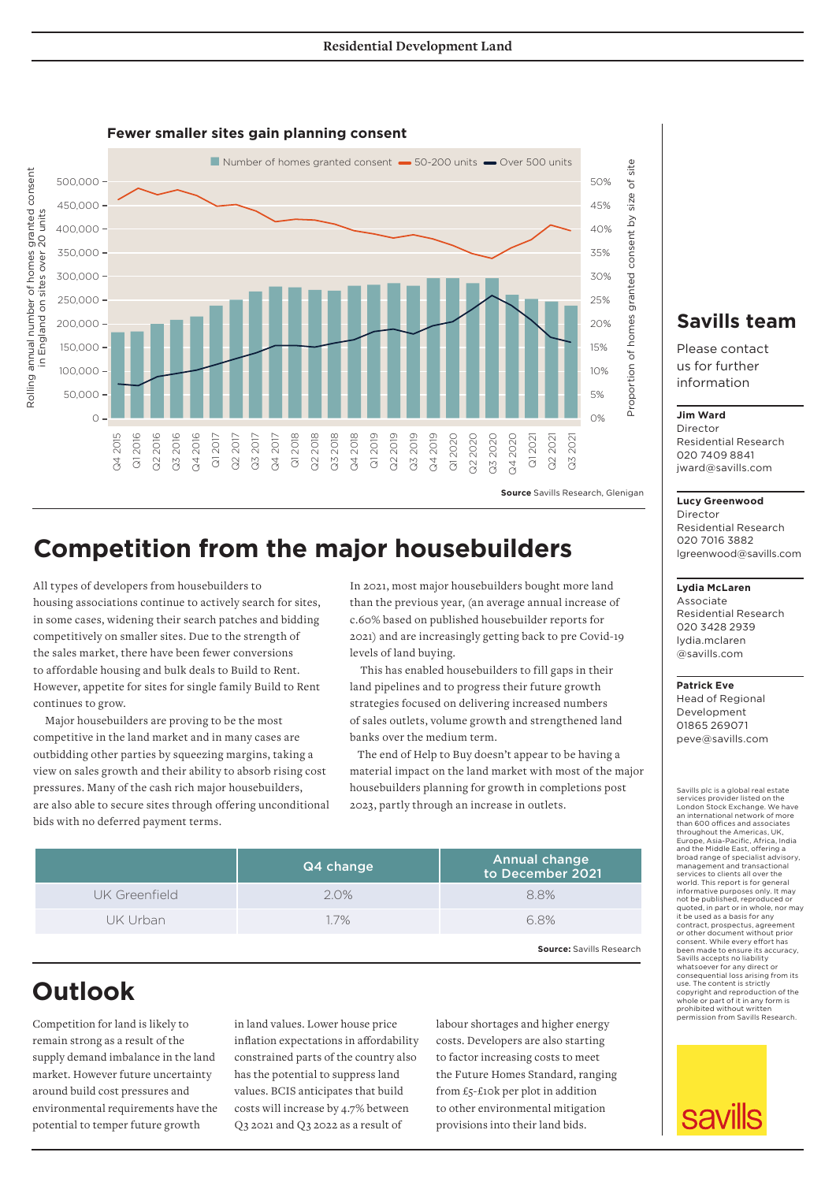### Fewer smaller sites gain planning consent

Number of homes granted consent — 50-200 units — Over 500 units

Rolling annual number of homes granted consent in England on sites over 20 units

500,000
450,000
400,000
350,000
300,000
250,000
200,000
150,000
100,000
50,000
0

Proportion of homes granted consent by size of site

50%
45%
40%
35%
30%
25%
20%
15%
10%
5%
0%

Q4 2015, Q1 2016, Q2 2016, Q3 2016, Q4 2016, Q1 2017, Q2 2017, Q3 2017, Q4 2017, Q1 2018, Q2 2018, Q3 2018, Q4 2018, Q1 2019, Q2 2019, Q3 2019, Q4 2019, Q1 2020, Q2 2020, Q3 2020, Q4 2020, Q1 2021, Q2 2021, Q3 2021

**Source** Savills Research, Glenigan

## Competition from the major housebuilders

All types of developers from housebuilders to housing associations continue to actively search for sites, in some cases, widening their search patches and bidding competitively on smaller sites. Due to the strength of the sales market, there have been fewer conversions to affordable housing and bulk deals to Build to Rent. However, appetite for sites for single family Build to Rent continues to grow.

Major housebuilders are proving to be the most competitive in the land market and in many cases are outbidding other parties by squeezing margins, taking a view on sales growth and their ability to absorb rising cost pressures. Many of the cash rich major housebuilders, are also able to secure sites through offering unconditional bids with no deferred payment terms.

In 2021, most major housebuilders bought more land than the previous year, (an average annual increase of c.60% based on published housebuilder reports for 2021) and are increasingly getting back to pre Covid-19 levels of land buying.

This has enabled housebuilders to fill gaps in their land pipelines and to progress their future growth strategies focused on delivering increased numbers of sales outlets, volume growth and strengthened land banks over the medium term.

The end of Help to Buy doesn't appear to be having a material impact on the land market with most of the major housebuilders planning for growth in completions post 2023, partly through an increase in outlets.

| | Q4 change | Annual change to December 2021 |
|---|---|---|
| UK Greenfield | 2.0% | 8.8% |
| UK Urban | 1.7% | 6.8% |

**Source:** Savills Research

## Outlook

Competition for land is likely to remain strong as a result of the supply demand imbalance in the land market. However future uncertainty around build cost pressures and environmental requirements have the potential to temper future growth in land values. Lower house price inflation expectations in affordability constrained parts of the country also has the potential to suppress land values. BCIS anticipates that build costs will increase by 4.7% between Q3 2021 and Q3 2022 as a result of labour shortages and higher energy costs. Developers are also starting to factor increasing costs to meet the Future Homes Standard, ranging from £5-£10k per plot in addition to other environmental mitigation provisions into their land bids.

## Savills team

Please contact us for further information

**Jim Ward**
Director
Residential Research
020 7409 8841
jward@savills.com

**Lucy Greenwood**
Director
Residential Research
020 7016 3882
lgreenwood@savills.com

**Lydia McLaren**
Associate
Residential Research
020 3428 2939
lydia.mclaren@savills.com

**Patrick Eve**
Head of Regional Development
01865 269071
peve@savills.com

Savills plc is a global real estate services provider listed on the London Stock Exchange. We have an international network of more than 600 offices and associates throughout the Americas, UK, Europe, Asia-Pacific, Africa, India and the Middle East, offering a broad range of specialist advisory, management and transactional services to clients all over the world. This report is for general informative purposes only. It may not be published, reproduced or quoted, in part or in whole, nor may it be used as a basis for any contract, prospectus, agreement or other document without prior consent. While every effort has been made to ensure its accuracy, Savills accepts no liability whatsoever for any direct or consequential loss arising from its use. The content is strictly copyright and reproduction of the whole or part of it in any form is prohibited without written permission from Savills Research.

savills